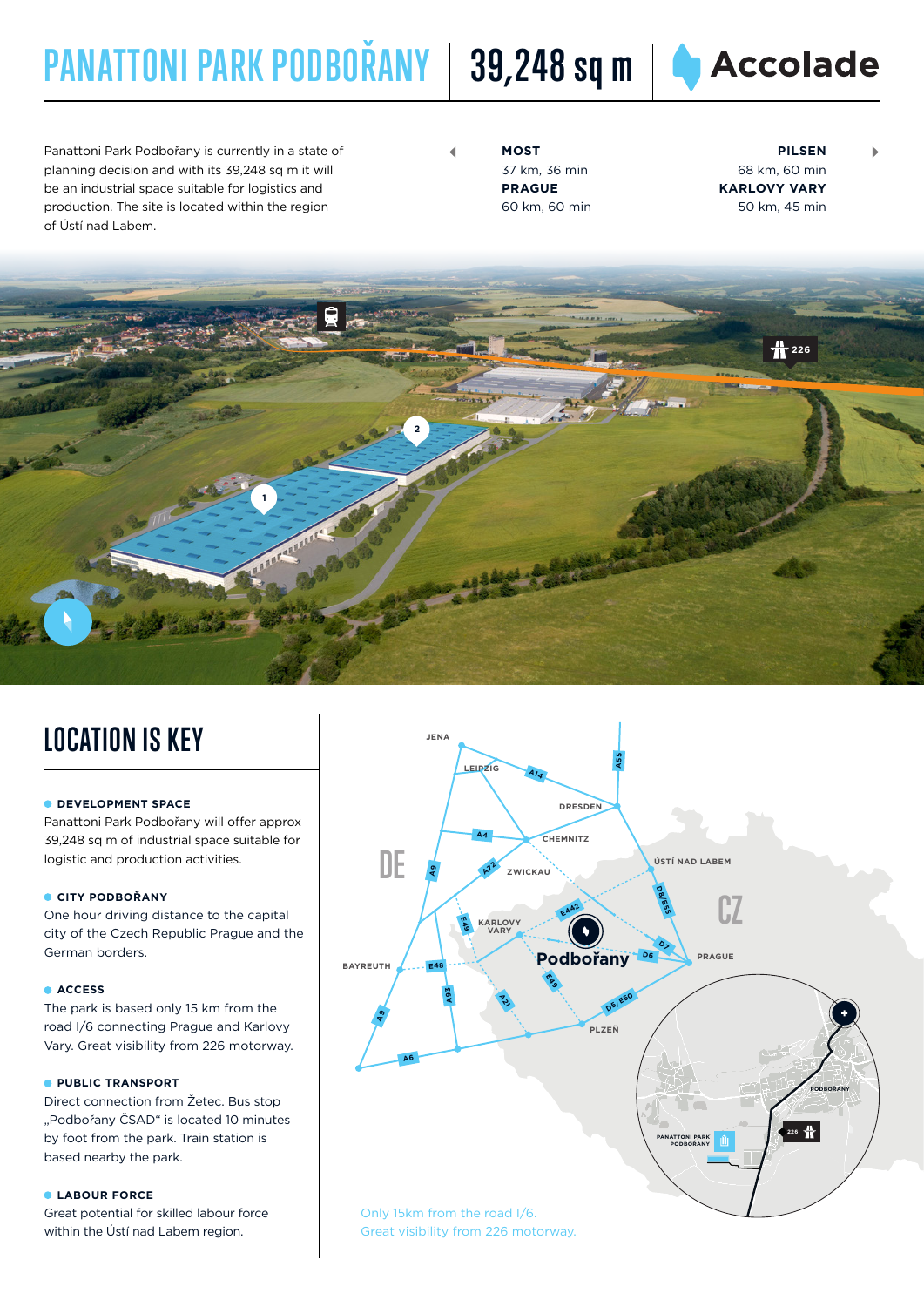# PANATTONI PARK PODBOŘANY | 39,248 sq m | Accolade

Panattoni Park Podbořany is currently in a state of planning decision and with its 39,248 sq m it will be an industrial space suitable for logistics and production. The site is located within the region of Ústí nad Labem.

**MOST**
37 km, 36 min

**PRAGUE**
60 km, 60 min

**PILSEN**
68 km, 60 min

**KARLOVY VARY**
50 km, 45 min

## LOCATION IS KEY

**DEVELOPMENT SPACE**
Panattoni Park Podbořany will offer approx 39,248 sq m of industrial space suitable for logistic and production activities.

**CITY PODBOŘANY**
One hour driving distance to the capital city of the Czech Republic Prague and the German borders.

**ACCESS**
The park is based only 15 km from the road I/6 connecting Prague and Karlovy Vary. Great visibility from 226 motorway.

**PUBLIC TRANSPORT**
Direct connection from Žetec. Bus stop „Podbořany ČSAD" is located 10 minutes by foot from the park. Train station is based nearby the park.

**LABOUR FORCE**
Great potential for skilled labour force within the Ústí nad Labem region.

Only 15km from the road I/6.
Great visibility from 226 motorway.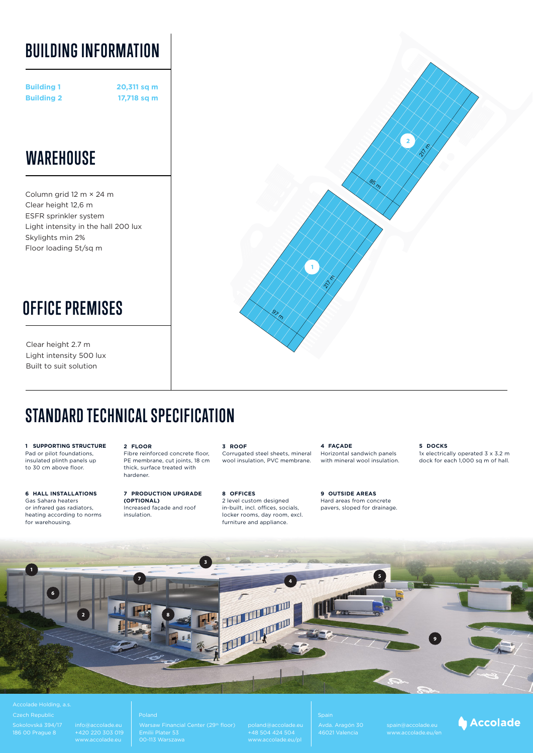# BUILDING INFORMATION

| | |
|---|---|
| **Building 1** | **20,311 sq m** |
| **Building 2** | **17,718 sq m** |

# WAREHOUSE

Column grid 12 m × 24 m
Clear height 12,6 m
ESFR sprinkler system
Light intensity in the hall 200 lux
Skylights min 2%
Floor loading 5t/sq m

# OFFICE PREMISES

Clear height 2.7 m
Light intensity 500 lux
Built to suit solution

2
217 m
85 m
1
217 m
97 m

# STANDARD TECHNICAL SPECIFICATION

**1 SUPPORTING STRUCTURE**
Pad or pilot foundations, insulated plinth panels up to 30 cm above floor.

**2 FLOOR**
Fibre reinforced concrete floor, PE membrane, cut joints, 18 cm thick, surface treated with hardener.

**3 ROOF**
Corrugated steel sheets, mineral wool insulation, PVC membrane.

**4 FAÇADE**
Horizontal sandwich panels with mineral wool insulation.

**5 DOCKS**
1x electrically operated 3 x 3.2 m dock for each 1,000 sq m of hall.

**6 HALL INSTALLATIONS**
Gas Sahara heaters or infrared gas radiators, heating according to norms for warehousing.

**7 PRODUCTION UPGRADE (OPTIONAL)**
Increased façade and roof insulation.

**8 OFFICES**
2 level custom designed in-built, incl. offices, socials, locker rooms, day room, excl. furniture and appliance.

**9 OUTSIDE AREAS**
Hard areas from concrete pavers, sloped for drainage.

Accolade Holding, a.s.

Czech Republic
Sokolovská 394/17
186 00 Prague 8
info@accolade.eu
+420 220 303 019
www.accolade.eu

Poland
Warsaw Financial Center (29th floor)
Emilii Plater 53
00-113 Warszawa
poland@accolade.eu
+48 504 424 504
www.accolade.eu/pl

Spain
Avda. Aragón 30
46021 Valencia
spain@accolade.eu
www.accolade.eu/en

Accolade